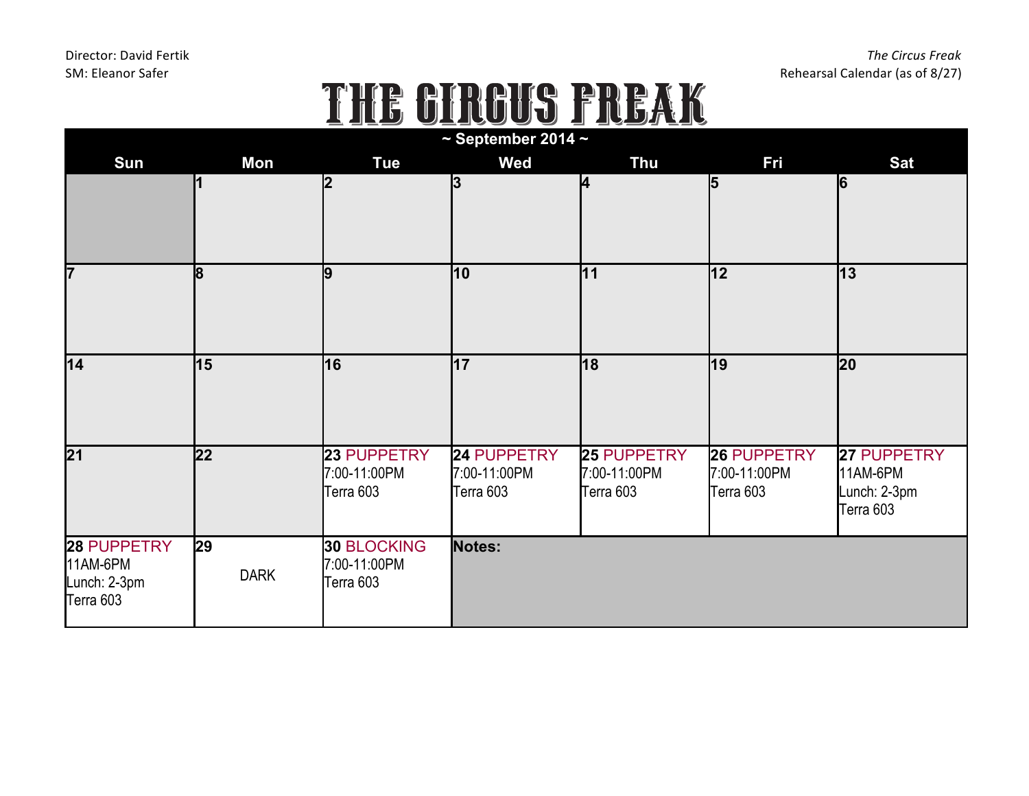Director: David Fertik
SM: Eleanor Safer

*The Circus Freak*
Rehearsal Calendar (as of 8/27)

# THE CIRCUS FREAK

## ~ September 2014 ~

| Sun | Mon | Tue | Wed | Thu | Fri | Sat |
|---|---|---|---|---|---|---|
| | 1 | 2 | 3 | 4 | 5 | 6 |
| 7 | 8 | 9 | 10 | 11 | 12 | 13 |
| 14 | 15 | 16 | 17 | 18 | 19 | 20 |
| 21 | 22 | **23** PUPPETRY<br>7:00-11:00PM<br>Terra 603 | **24** PUPPETRY<br>7:00-11:00PM<br>Terra 603 | **25** PUPPETRY<br>7:00-11:00PM<br>Terra 603 | **26** PUPPETRY<br>7:00-11:00PM<br>Terra 603 | **27** PUPPETRY<br>11AM-6PM<br>Lunch: 2-3pm<br>Terra 603 |
| **28** PUPPETRY<br>11AM-6PM<br>Lunch: 2-3pm<br>Terra 603 | **29**<br>DARK | **30** BLOCKING<br>7:00-11:00PM<br>Terra 603 | **Notes:** | | | |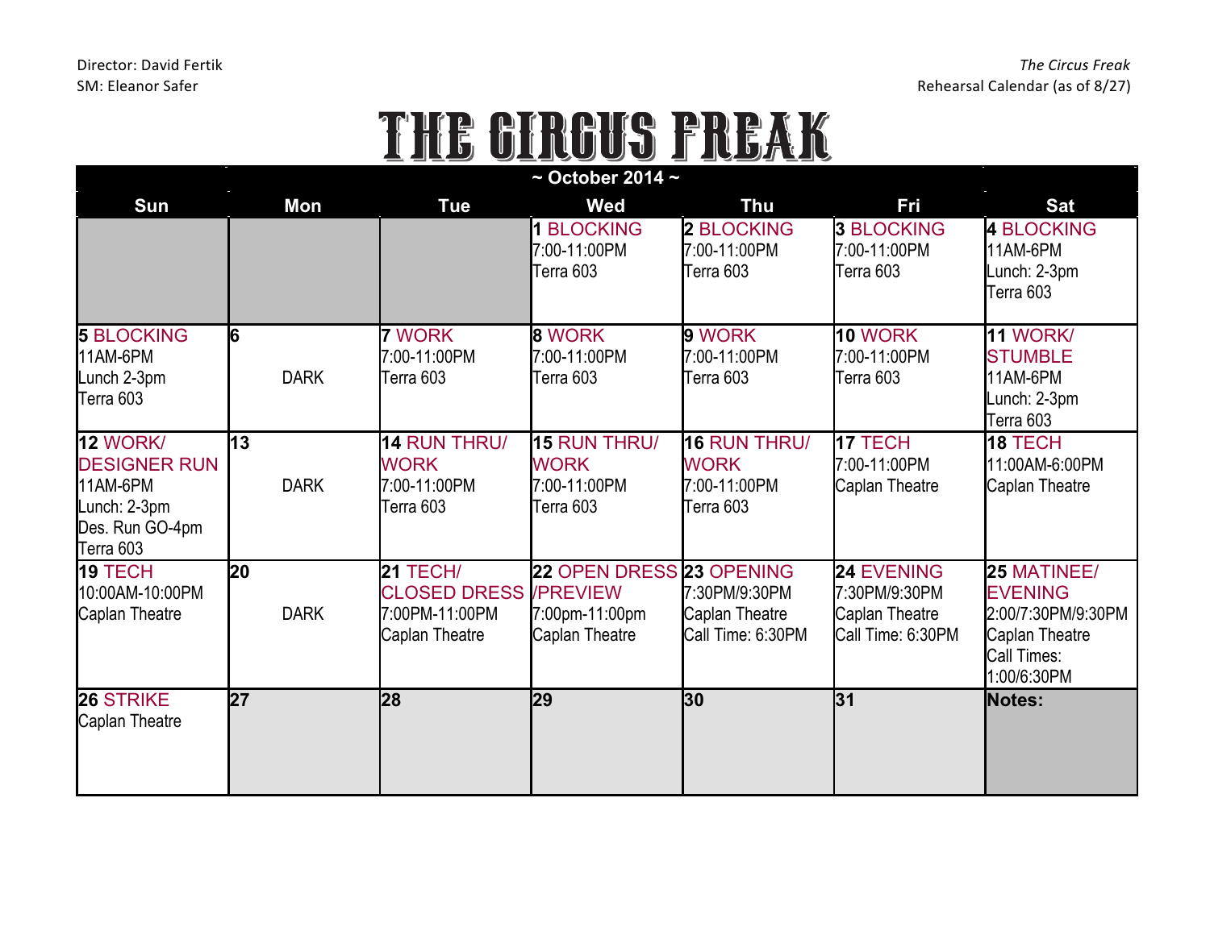Director: David Fertik
SM: Eleanor Safer

*The Circus Freak*
Rehearsal Calendar (as of 8/27)

# THE CIRCUS FREAK

~ October 2014 ~

| Sun | Mon | Tue | Wed | Thu | Fri | Sat |
|---|---|---|---|---|---|---|
| | | | **1** BLOCKING 7:00-11:00PM Terra 603 | **2** BLOCKING 7:00-11:00PM Terra 603 | **3** BLOCKING 7:00-11:00PM Terra 603 | **4** BLOCKING 11AM-6PM Lunch: 2-3pm Terra 603 |
| **5** BLOCKING 11AM-6PM Lunch 2-3pm Terra 603 | **6** DARK | **7** WORK 7:00-11:00PM Terra 603 | **8** WORK 7:00-11:00PM Terra 603 | **9** WORK 7:00-11:00PM Terra 603 | **10** WORK 7:00-11:00PM Terra 603 | **11** WORK/ STUMBLE 11AM-6PM Lunch: 2-3pm Terra 603 |
| **12** WORK/ DESIGNER RUN 11AM-6PM Lunch: 2-3pm Des. Run GO-4pm Terra 603 | **13** DARK | **14** RUN THRU/ WORK 7:00-11:00PM Terra 603 | **15** RUN THRU/ WORK 7:00-11:00PM Terra 603 | **16** RUN THRU/ WORK 7:00-11:00PM Terra 603 | **17** TECH 7:00-11:00PM Caplan Theatre | **18** TECH 11:00AM-6:00PM Caplan Theatre |
| **19** TECH 10:00AM-10:00PM Caplan Theatre | **20** DARK | **21** TECH/ CLOSED DRESS 7:00PM-11:00PM Caplan Theatre | **22** OPEN DRESS /PREVIEW 7:00pm-11:00pm Caplan Theatre | **23** OPENING 7:30PM/9:30PM Caplan Theatre Call Time: 6:30PM | **24** EVENING 7:30PM/9:30PM Caplan Theatre Call Time: 6:30PM | **25** MATINEE/ EVENING 2:00/7:30PM/9:30PM Caplan Theatre Call Times: 1:00/6:30PM |
| **26** STRIKE Caplan Theatre | **27** | **28** | **29** | **30** | **31** | **Notes:** |